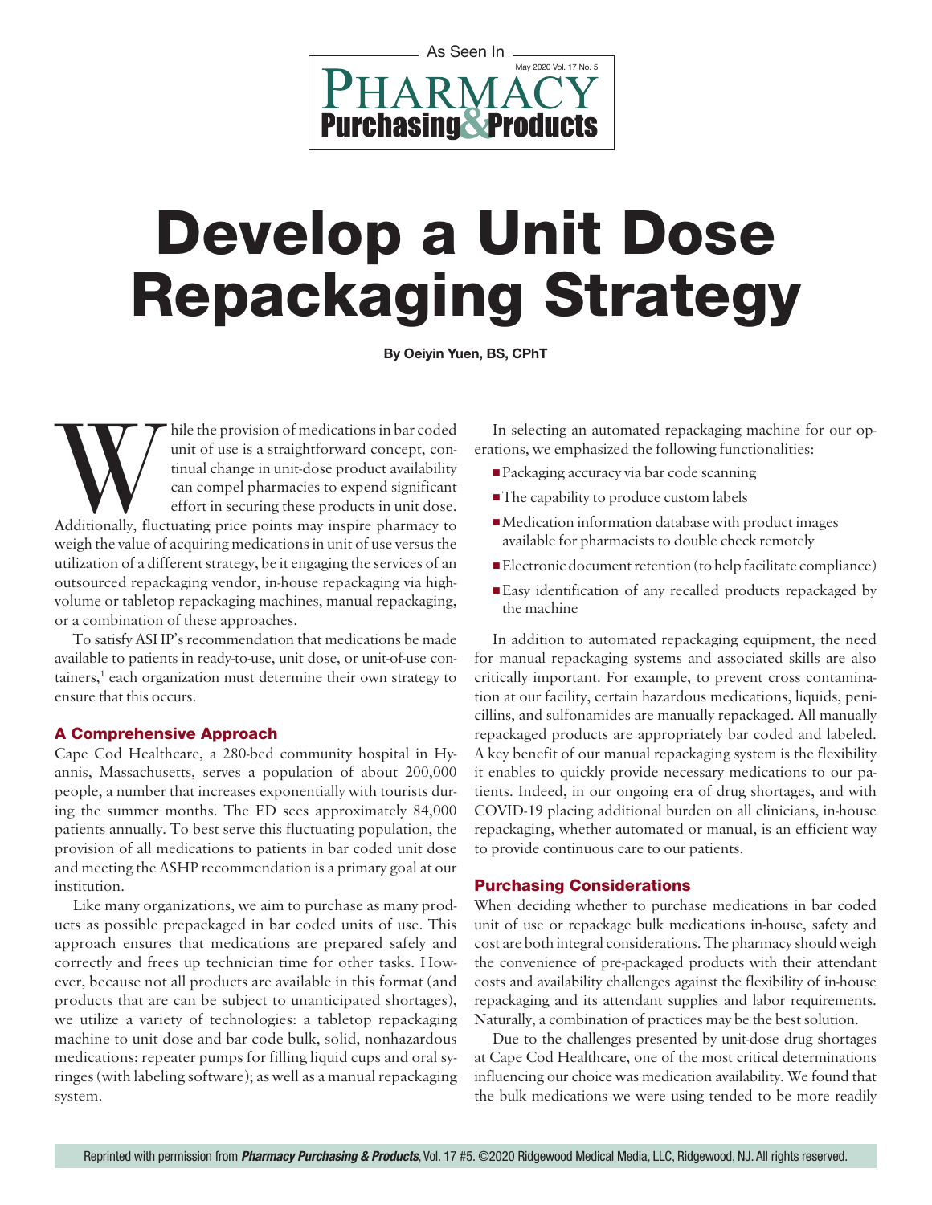As Seen In

# Pharmacy Purchasing & Products

May 2020 Vol. 17 No. 5

# Develop a Unit Dose Repackaging Strategy

**By Oeiyin Yuen, BS, CPhT**

While the provision of medications in bar coded unit of use is a straightforward concept, continual change in unit-dose product availability can compel pharmacies to expend significant effort in securing these products in unit dose. Additionally, fluctuating price points may inspire pharmacy to weigh the value of acquiring medications in unit of use versus the utilization of a different strategy, be it engaging the services of an outsourced repackaging vendor, in-house repackaging via high-volume or tabletop repackaging machines, manual repackaging, or a combination of these approaches.

To satisfy ASHP's recommendation that medications be made available to patients in ready-to-use, unit dose, or unit-of-use containers,[1] each organization must determine their own strategy to ensure that this occurs.

## A Comprehensive Approach

Cape Cod Healthcare, a 280-bed community hospital in Hyannis, Massachusetts, serves a population of about 200,000 people, a number that increases exponentially with tourists during the summer months. The ED sees approximately 84,000 patients annually. To best serve this fluctuating population, the provision of all medications to patients in bar coded unit dose and meeting the ASHP recommendation is a primary goal at our institution.

Like many organizations, we aim to purchase as many products as possible prepackaged in bar coded units of use. This approach ensures that medications are prepared safely and correctly and frees up technician time for other tasks. However, because not all products are available in this format (and products that are can be subject to unanticipated shortages), we utilize a variety of technologies: a tabletop repackaging machine to unit dose and bar code bulk, solid, nonhazardous medications; repeater pumps for filling liquid cups and oral syringes (with labeling software); as well as a manual repackaging system.

In selecting an automated repackaging machine for our operations, we emphasized the following functionalities:

- Packaging accuracy via bar code scanning
- The capability to produce custom labels
- Medication information database with product images available for pharmacists to double check remotely
- Electronic document retention (to help facilitate compliance)
- Easy identification of any recalled products repackaged by the machine

In addition to automated repackaging equipment, the need for manual repackaging systems and associated skills are also critically important. For example, to prevent cross contamination at our facility, certain hazardous medications, liquids, penicillins, and sulfonamides are manually repackaged. All manually repackaged products are appropriately bar coded and labeled. A key benefit of our manual repackaging system is the flexibility it enables to quickly provide necessary medications to our patients. Indeed, in our ongoing era of drug shortages, and with COVID-19 placing additional burden on all clinicians, in-house repackaging, whether automated or manual, is an efficient way to provide continuous care to our patients.

## Purchasing Considerations

When deciding whether to purchase medications in bar coded unit of use or repackage bulk medications in-house, safety and cost are both integral considerations. The pharmacy should weigh the convenience of pre-packaged products with their attendant costs and availability challenges against the flexibility of in-house repackaging and its attendant supplies and labor requirements. Naturally, a combination of practices may be the best solution.

Due to the challenges presented by unit-dose drug shortages at Cape Cod Healthcare, one of the most critical determinations influencing our choice was medication availability. We found that the bulk medications we were using tended to be more readily

Reprinted with permission from *Pharmacy Purchasing & Products*, Vol. 17 #5. ©2020 Ridgewood Medical Media, LLC, Ridgewood, NJ. All rights reserved.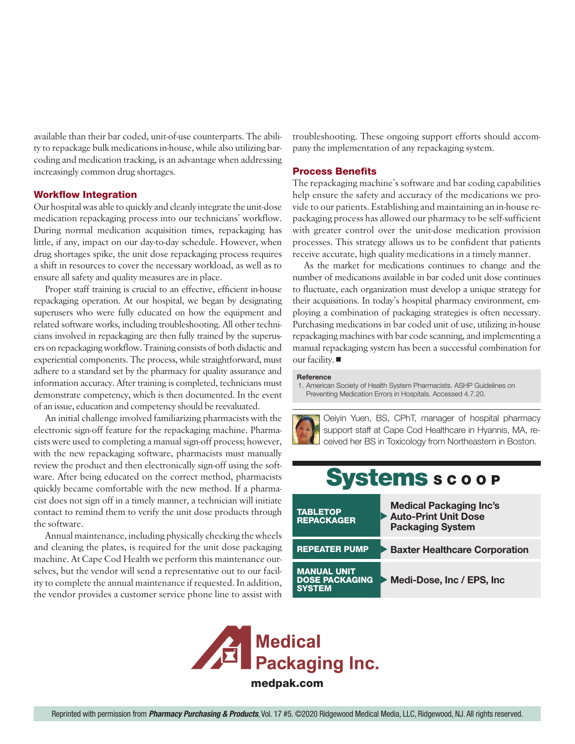available than their bar coded, unit-of-use counterparts. The ability to repackage bulk medications in-house, while also utilizing barcoding and medication tracking, is an advantage when addressing increasingly common drug shortages.

## Workflow Integration

Our hospital was able to quickly and cleanly integrate the unit-dose medication repackaging process into our technicians' workflow. During normal medication acquisition times, repackaging has little, if any, impact on our day-to-day schedule. However, when drug shortages spike, the unit dose repackaging process requires a shift in resources to cover the necessary workload, as well as to ensure all safety and quality measures are in place.

Proper staff training is crucial to an effective, efficient in-house repackaging operation. At our hospital, we began by designating superusers who were fully educated on how the equipment and related software works, including troubleshooting. All other technicians involved in repackaging are then fully trained by the superusers on repackaging workflow. Training consists of both didactic and experiential components. The process, while straightforward, must adhere to a standard set by the pharmacy for quality assurance and information accuracy. After training is completed, technicians must demonstrate competency, which is then documented. In the event of an issue, education and competency should be reevaluated.

An initial challenge involved familiarizing pharmacists with the electronic sign-off feature for the repackaging machine. Pharmacists were used to completing a manual sign-off process; however, with the new repackaging software, pharmacists must manually review the product and then electronically sign-off using the software. After being educated on the correct method, pharmacists quickly became comfortable with the new method. If a pharmacist does not sign off in a timely manner, a technician will initiate contact to remind them to verify the unit dose products through the software.

Annual maintenance, including physically checking the wheels and cleaning the plates, is required for the unit dose packaging machine. At Cape Cod Health we perform this maintenance ourselves, but the vendor will send a representative out to our facility to complete the annual maintenance if requested. In addition, the vendor provides a customer service phone line to assist with troubleshooting. These ongoing support efforts should accompany the implementation of any repackaging system.

## Process Benefits

The repackaging machine's software and bar coding capabilities help ensure the safety and accuracy of the medications we provide to our patients. Establishing and maintaining an in-house repackaging process has allowed our pharmacy to be self-sufficient with greater control over the unit-dose medication provision processes. This strategy allows us to be confident that patients receive accurate, high quality medications in a timely manner.

As the market for medications continues to change and the number of medications available in bar coded unit dose continues to fluctuate, each organization must develop a unique strategy for their acquisitions. In today's hospital pharmacy environment, employing a combination of packaging strategies is often necessary. Purchasing medications in bar coded unit of use, utilizing in-house repackaging machines with bar code scanning, and implementing a manual repackaging system has been a successful combination for our facility. ■

**Reference**

1. American Society of Health System Pharmacists. ASHP Guidelines on Preventing Medication Errors in Hospitals. Accessed 4.7.20.

Oeiyin Yuen, BS, CPhT, manager of hospital pharmacy support staff at Cape Cod Healthcare in Hyannis, MA, received her BS in Toxicology from Northeastern in Boston.

## Systems SCOOP

| | |
|---|---|
| **TABLETOP REPACKAGER** | **Medical Packaging Inc's Auto-Print Unit Dose Packaging System** |
| **REPEATER PUMP** | **Baxter Healthcare Corporation** |
| **MANUAL UNIT DOSE PACKAGING SYSTEM** | **Medi-Dose, Inc / EPS, Inc** |

Medical Packaging Inc.

medpak.com

Reprinted with permission from *Pharmacy Purchasing & Products*, Vol. 17 #5. ©2020 Ridgewood Medical Media, LLC, Ridgewood, NJ. All rights reserved.